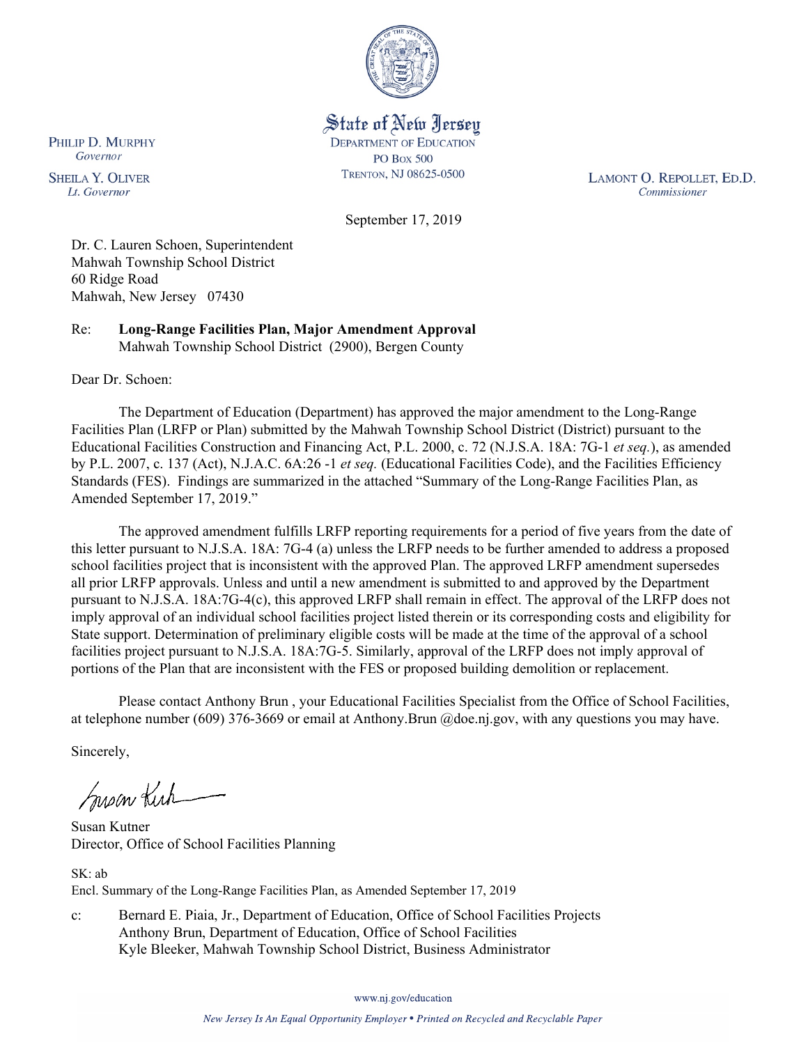State of New Jersey
DEPARTMENT OF EDUCATION
PO BOX 500
TRENTON, NJ 08625-0500

PHILIP D. MURPHY
*Governor*

SHEILA Y. OLIVER
*Lt. Governor*

LAMONT O. REPOLLET, ED.D.
*Commissioner*

September 17, 2019

Dr. C. Lauren Schoen, Superintendent
Mahwah Township School District
60 Ridge Road
Mahwah, New Jersey 07430

Re: **Long-Range Facilities Plan, Major Amendment Approval**
Mahwah Township School District (2900), Bergen County

Dear Dr. Schoen:

The Department of Education (Department) has approved the major amendment to the Long-Range Facilities Plan (LRFP or Plan) submitted by the Mahwah Township School District (District) pursuant to the Educational Facilities Construction and Financing Act, P.L. 2000, c. 72 (N.J.S.A. 18A: 7G-1 *et seq.*), as amended by P.L. 2007, c. 137 (Act), N.J.A.C. 6A:26 -1 *et seq.* (Educational Facilities Code), and the Facilities Efficiency Standards (FES). Findings are summarized in the attached "Summary of the Long-Range Facilities Plan, as Amended September 17, 2019."

The approved amendment fulfills LRFP reporting requirements for a period of five years from the date of this letter pursuant to N.J.S.A. 18A: 7G-4 (a) unless the LRFP needs to be further amended to address a proposed school facilities project that is inconsistent with the approved Plan. The approved LRFP amendment supersedes all prior LRFP approvals. Unless and until a new amendment is submitted to and approved by the Department pursuant to N.J.S.A. 18A:7G-4(c), this approved LRFP shall remain in effect. The approval of the LRFP does not imply approval of an individual school facilities project listed therein or its corresponding costs and eligibility for State support. Determination of preliminary eligible costs will be made at the time of the approval of a school facilities project pursuant to N.J.S.A. 18A:7G-5. Similarly, approval of the LRFP does not imply approval of portions of the Plan that are inconsistent with the FES or proposed building demolition or replacement.

Please contact Anthony Brun , your Educational Facilities Specialist from the Office of School Facilities, at telephone number (609) 376-3669 or email at Anthony.Brun @doe.nj.gov, with any questions you may have.

Sincerely,

Susan Kutner
Director, Office of School Facilities Planning

SK: ab
Encl. Summary of the Long-Range Facilities Plan, as Amended September 17, 2019

c: Bernard E. Piaia, Jr., Department of Education, Office of School Facilities Projects
Anthony Brun, Department of Education, Office of School Facilities
Kyle Bleeker, Mahwah Township School District, Business Administrator

www.nj.gov/education

*New Jersey Is An Equal Opportunity Employer • Printed on Recycled and Recyclable Paper*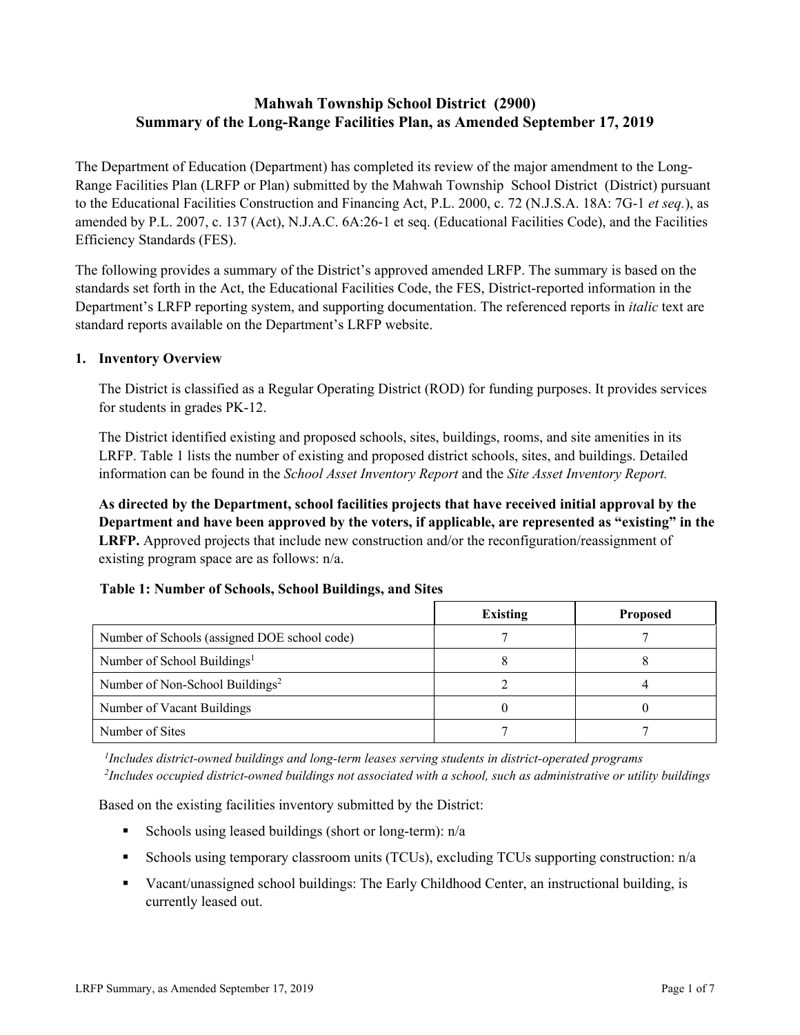# Mahwah Township School District (2900)
# Summary of the Long-Range Facilities Plan, as Amended September 17, 2019

The Department of Education (Department) has completed its review of the major amendment to the Long-Range Facilities Plan (LRFP or Plan) submitted by the Mahwah Township School District (District) pursuant to the Educational Facilities Construction and Financing Act, P.L. 2000, c. 72 (N.J.S.A. 18A: 7G-1 *et seq.*), as amended by P.L. 2007, c. 137 (Act), N.J.A.C. 6A:26-1 et seq. (Educational Facilities Code), and the Facilities Efficiency Standards (FES).

The following provides a summary of the District's approved amended LRFP. The summary is based on the standards set forth in the Act, the Educational Facilities Code, the FES, District-reported information in the Department's LRFP reporting system, and supporting documentation. The referenced reports in *italic* text are standard reports available on the Department's LRFP website.

## 1. Inventory Overview

The District is classified as a Regular Operating District (ROD) for funding purposes. It provides services for students in grades PK-12.

The District identified existing and proposed schools, sites, buildings, rooms, and site amenities in its LRFP. Table 1 lists the number of existing and proposed district schools, sites, and buildings. Detailed information can be found in the *School Asset Inventory Report* and the *Site Asset Inventory Report.*

**As directed by the Department, school facilities projects that have received initial approval by the Department and have been approved by the voters, if applicable, are represented as "existing" in the LRFP.** Approved projects that include new construction and/or the reconfiguration/reassignment of existing program space are as follows: n/a.

**Table 1: Number of Schools, School Buildings, and Sites**

| | Existing | Proposed |
|---|---|---|
| Number of Schools (assigned DOE school code) | 7 | 7 |
| Number of School Buildings[1] | 8 | 8 |
| Number of Non-School Buildings[2] | 2 | 4 |
| Number of Vacant Buildings | 0 | 0 |
| Number of Sites | 7 | 7 |

*[1]Includes district-owned buildings and long-term leases serving students in district-operated programs*
*[2]Includes occupied district-owned buildings not associated with a school, such as administrative or utility buildings*

Based on the existing facilities inventory submitted by the District:

- Schools using leased buildings (short or long-term): n/a
- Schools using temporary classroom units (TCUs), excluding TCUs supporting construction: n/a
- Vacant/unassigned school buildings: The Early Childhood Center, an instructional building, is currently leased out.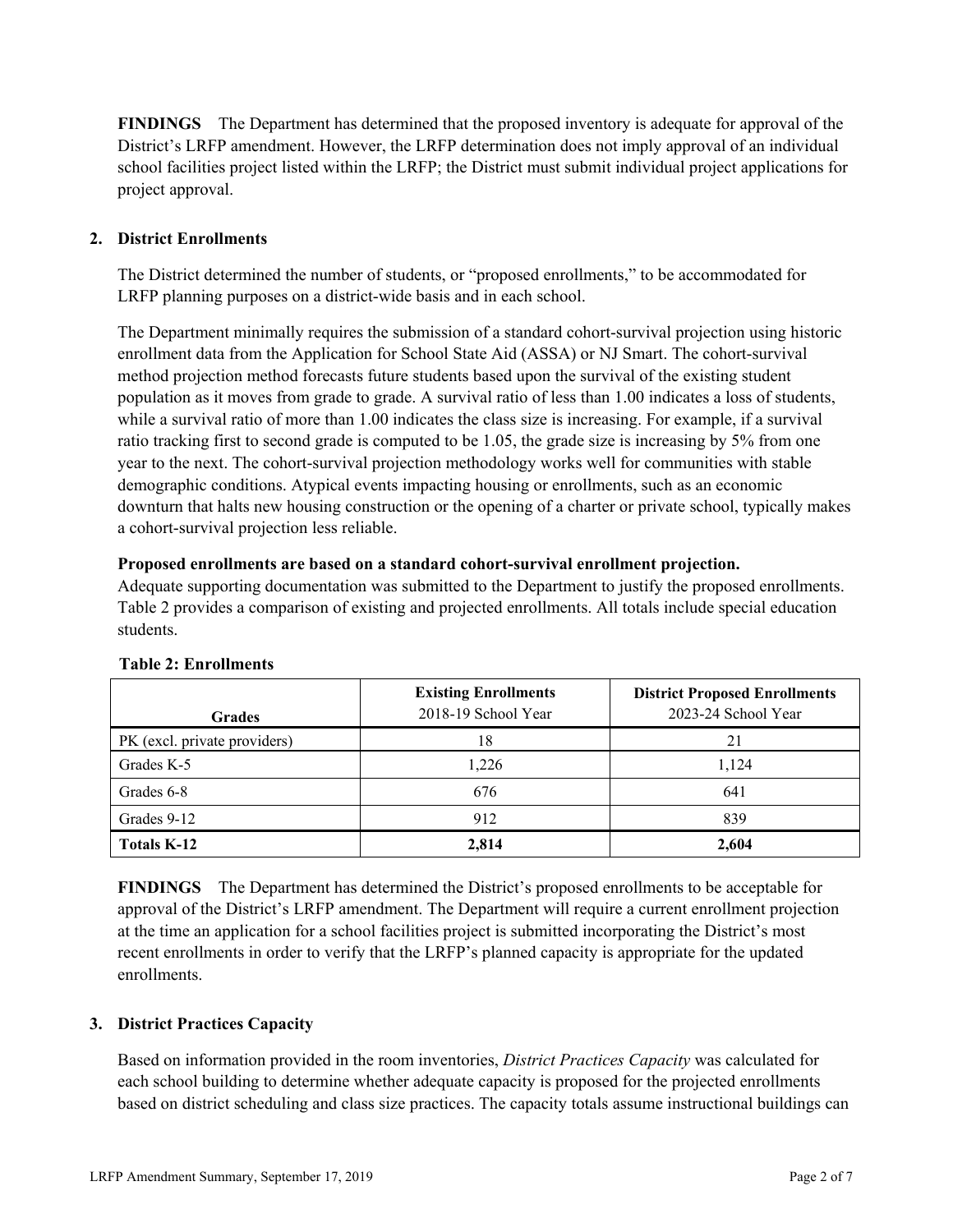**FINDINGS** The Department has determined that the proposed inventory is adequate for approval of the District's LRFP amendment. However, the LRFP determination does not imply approval of an individual school facilities project listed within the LRFP; the District must submit individual project applications for project approval.

## 2. District Enrollments

The District determined the number of students, or "proposed enrollments," to be accommodated for LRFP planning purposes on a district-wide basis and in each school.

The Department minimally requires the submission of a standard cohort-survival projection using historic enrollment data from the Application for School State Aid (ASSA) or NJ Smart. The cohort-survival method projection method forecasts future students based upon the survival of the existing student population as it moves from grade to grade. A survival ratio of less than 1.00 indicates a loss of students, while a survival ratio of more than 1.00 indicates the class size is increasing. For example, if a survival ratio tracking first to second grade is computed to be 1.05, the grade size is increasing by 5% from one year to the next. The cohort-survival projection methodology works well for communities with stable demographic conditions. Atypical events impacting housing or enrollments, such as an economic downturn that halts new housing construction or the opening of a charter or private school, typically makes a cohort-survival projection less reliable.

**Proposed enrollments are based on a standard cohort-survival enrollment projection.**
Adequate supporting documentation was submitted to the Department to justify the proposed enrollments. Table 2 provides a comparison of existing and projected enrollments. All totals include special education students.

**Table 2: Enrollments**

| Grades | **Existing Enrollments** 2018-19 School Year | **District Proposed Enrollments** 2023-24 School Year |
|---|---|---|
| PK (excl. private providers) | 18 | 21 |
| Grades K-5 | 1,226 | 1,124 |
| Grades 6-8 | 676 | 641 |
| Grades 9-12 | 912 | 839 |
| **Totals K-12** | **2,814** | **2,604** |

**FINDINGS** The Department has determined the District's proposed enrollments to be acceptable for approval of the District's LRFP amendment. The Department will require a current enrollment projection at the time an application for a school facilities project is submitted incorporating the District's most recent enrollments in order to verify that the LRFP's planned capacity is appropriate for the updated enrollments.

## 3. District Practices Capacity

Based on information provided in the room inventories, *District Practices Capacity* was calculated for each school building to determine whether adequate capacity is proposed for the projected enrollments based on district scheduling and class size practices. The capacity totals assume instructional buildings can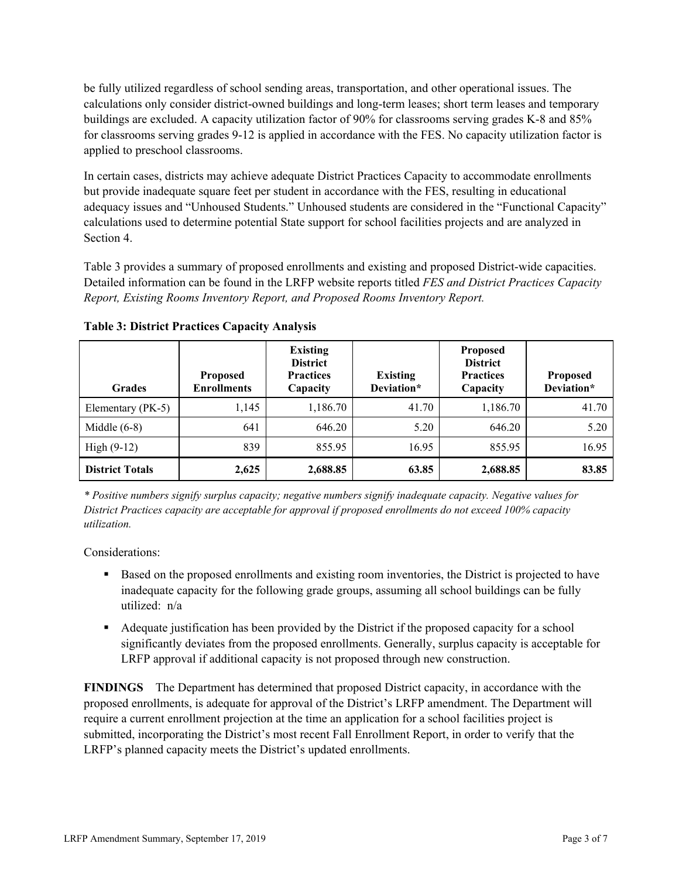be fully utilized regardless of school sending areas, transportation, and other operational issues. The calculations only consider district-owned buildings and long-term leases; short term leases and temporary buildings are excluded. A capacity utilization factor of 90% for classrooms serving grades K-8 and 85% for classrooms serving grades 9-12 is applied in accordance with the FES. No capacity utilization factor is applied to preschool classrooms.

In certain cases, districts may achieve adequate District Practices Capacity to accommodate enrollments but provide inadequate square feet per student in accordance with the FES, resulting in educational adequacy issues and "Unhoused Students." Unhoused students are considered in the "Functional Capacity" calculations used to determine potential State support for school facilities projects and are analyzed in Section 4.

Table 3 provides a summary of proposed enrollments and existing and proposed District-wide capacities. Detailed information can be found in the LRFP website reports titled *FES and District Practices Capacity Report, Existing Rooms Inventory Report, and Proposed Rooms Inventory Report.*

**Table 3: District Practices Capacity Analysis**

| Grades | Proposed Enrollments | Existing District Practices Capacity | Existing Deviation* | Proposed District Practices Capacity | Proposed Deviation* |
|---|---|---|---|---|---|
| Elementary (PK-5) | 1,145 | 1,186.70 | 41.70 | 1,186.70 | 41.70 |
| Middle (6-8) | 641 | 646.20 | 5.20 | 646.20 | 5.20 |
| High (9-12) | 839 | 855.95 | 16.95 | 855.95 | 16.95 |
| **District Totals** | **2,625** | **2,688.85** | **63.85** | **2,688.85** | **83.85** |

*\* Positive numbers signify surplus capacity; negative numbers signify inadequate capacity. Negative values for District Practices capacity are acceptable for approval if proposed enrollments do not exceed 100% capacity utilization.*

Considerations:

- Based on the proposed enrollments and existing room inventories, the District is projected to have inadequate capacity for the following grade groups, assuming all school buildings can be fully utilized: n/a
- Adequate justification has been provided by the District if the proposed capacity for a school significantly deviates from the proposed enrollments. Generally, surplus capacity is acceptable for LRFP approval if additional capacity is not proposed through new construction.

**FINDINGS** The Department has determined that proposed District capacity, in accordance with the proposed enrollments, is adequate for approval of the District's LRFP amendment. The Department will require a current enrollment projection at the time an application for a school facilities project is submitted, incorporating the District's most recent Fall Enrollment Report, in order to verify that the LRFP's planned capacity meets the District's updated enrollments.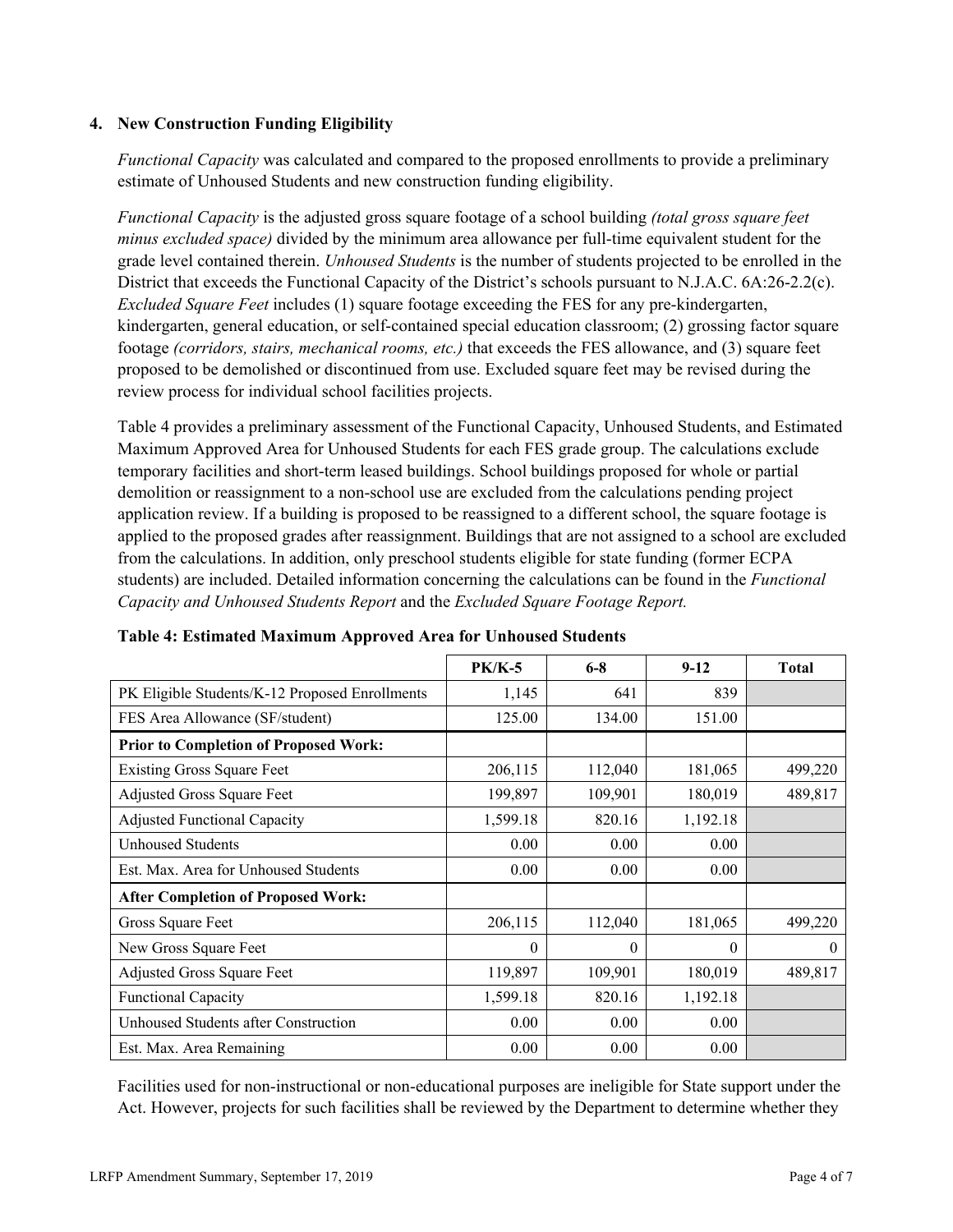### 4. New Construction Funding Eligibility

*Functional Capacity* was calculated and compared to the proposed enrollments to provide a preliminary estimate of Unhoused Students and new construction funding eligibility.

*Functional Capacity* is the adjusted gross square footage of a school building *(total gross square feet minus excluded space)* divided by the minimum area allowance per full-time equivalent student for the grade level contained therein. *Unhoused Students* is the number of students projected to be enrolled in the District that exceeds the Functional Capacity of the District's schools pursuant to N.J.A.C. 6A:26-2.2(c). *Excluded Square Feet* includes (1) square footage exceeding the FES for any pre-kindergarten, kindergarten, general education, or self-contained special education classroom; (2) grossing factor square footage *(corridors, stairs, mechanical rooms, etc.)* that exceeds the FES allowance, and (3) square feet proposed to be demolished or discontinued from use. Excluded square feet may be revised during the review process for individual school facilities projects.

Table 4 provides a preliminary assessment of the Functional Capacity, Unhoused Students, and Estimated Maximum Approved Area for Unhoused Students for each FES grade group. The calculations exclude temporary facilities and short-term leased buildings. School buildings proposed for whole or partial demolition or reassignment to a non-school use are excluded from the calculations pending project application review. If a building is proposed to be reassigned to a different school, the square footage is applied to the proposed grades after reassignment. Buildings that are not assigned to a school are excluded from the calculations. In addition, only preschool students eligible for state funding (former ECPA students) are included. Detailed information concerning the calculations can be found in the *Functional Capacity and Unhoused Students Report* and the *Excluded Square Footage Report.*

**Table 4: Estimated Maximum Approved Area for Unhoused Students**

| | PK/K-5 | 6-8 | 9-12 | Total |
|---|---|---|---|---|
| PK Eligible Students/K-12 Proposed Enrollments | 1,145 | 641 | 839 | |
| FES Area Allowance (SF/student) | 125.00 | 134.00 | 151.00 | |
| **Prior to Completion of Proposed Work:** | | | | |
| Existing Gross Square Feet | 206,115 | 112,040 | 181,065 | 499,220 |
| Adjusted Gross Square Feet | 199,897 | 109,901 | 180,019 | 489,817 |
| Adjusted Functional Capacity | 1,599.18 | 820.16 | 1,192.18 | |
| Unhoused Students | 0.00 | 0.00 | 0.00 | |
| Est. Max. Area for Unhoused Students | 0.00 | 0.00 | 0.00 | |
| **After Completion of Proposed Work:** | | | | |
| Gross Square Feet | 206,115 | 112,040 | 181,065 | 499,220 |
| New Gross Square Feet | 0 | 0 | 0 | 0 |
| Adjusted Gross Square Feet | 119,897 | 109,901 | 180,019 | 489,817 |
| Functional Capacity | 1,599.18 | 820.16 | 1,192.18 | |
| Unhoused Students after Construction | 0.00 | 0.00 | 0.00 | |
| Est. Max. Area Remaining | 0.00 | 0.00 | 0.00 | |

Facilities used for non-instructional or non-educational purposes are ineligible for State support under the Act. However, projects for such facilities shall be reviewed by the Department to determine whether they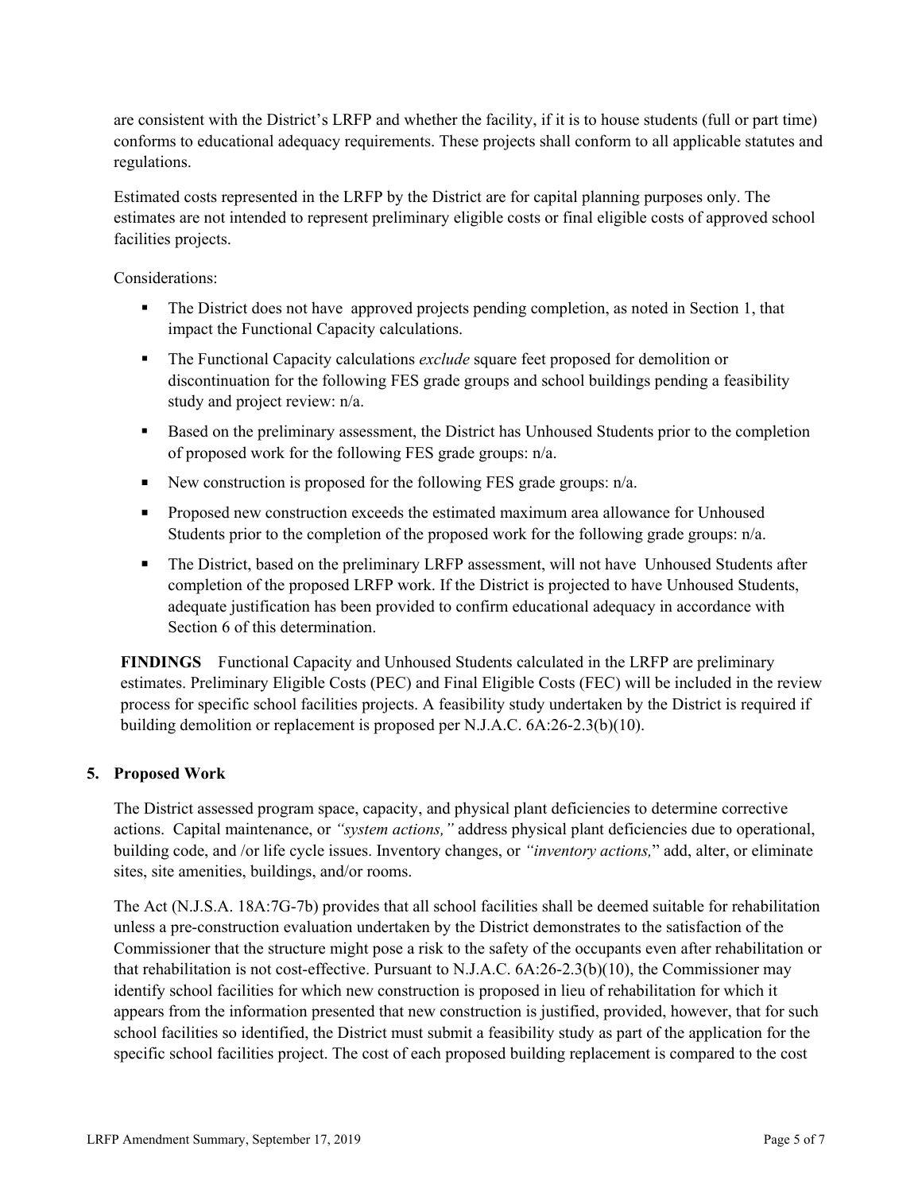are consistent with the District's LRFP and whether the facility, if it is to house students (full or part time) conforms to educational adequacy requirements. These projects shall conform to all applicable statutes and regulations.

Estimated costs represented in the LRFP by the District are for capital planning purposes only. The estimates are not intended to represent preliminary eligible costs or final eligible costs of approved school facilities projects.

Considerations:

- The District does not have approved projects pending completion, as noted in Section 1, that impact the Functional Capacity calculations.
- The Functional Capacity calculations *exclude* square feet proposed for demolition or discontinuation for the following FES grade groups and school buildings pending a feasibility study and project review: n/a.
- Based on the preliminary assessment, the District has Unhoused Students prior to the completion of proposed work for the following FES grade groups: n/a.
- New construction is proposed for the following FES grade groups: n/a.
- Proposed new construction exceeds the estimated maximum area allowance for Unhoused Students prior to the completion of the proposed work for the following grade groups: n/a.
- The District, based on the preliminary LRFP assessment, will not have Unhoused Students after completion of the proposed LRFP work. If the District is projected to have Unhoused Students, adequate justification has been provided to confirm educational adequacy in accordance with Section 6 of this determination.

**FINDINGS** Functional Capacity and Unhoused Students calculated in the LRFP are preliminary estimates. Preliminary Eligible Costs (PEC) and Final Eligible Costs (FEC) will be included in the review process for specific school facilities projects. A feasibility study undertaken by the District is required if building demolition or replacement is proposed per N.J.A.C. 6A:26-2.3(b)(10).

## 5. Proposed Work

The District assessed program space, capacity, and physical plant deficiencies to determine corrective actions. Capital maintenance, or *"system actions,"* address physical plant deficiencies due to operational, building code, and /or life cycle issues. Inventory changes, or *"inventory actions,"* add, alter, or eliminate sites, site amenities, buildings, and/or rooms.

The Act (N.J.S.A. 18A:7G-7b) provides that all school facilities shall be deemed suitable for rehabilitation unless a pre-construction evaluation undertaken by the District demonstrates to the satisfaction of the Commissioner that the structure might pose a risk to the safety of the occupants even after rehabilitation or that rehabilitation is not cost-effective. Pursuant to N.J.A.C. 6A:26-2.3(b)(10), the Commissioner may identify school facilities for which new construction is proposed in lieu of rehabilitation for which it appears from the information presented that new construction is justified, provided, however, that for such school facilities so identified, the District must submit a feasibility study as part of the application for the specific school facilities project. The cost of each proposed building replacement is compared to the cost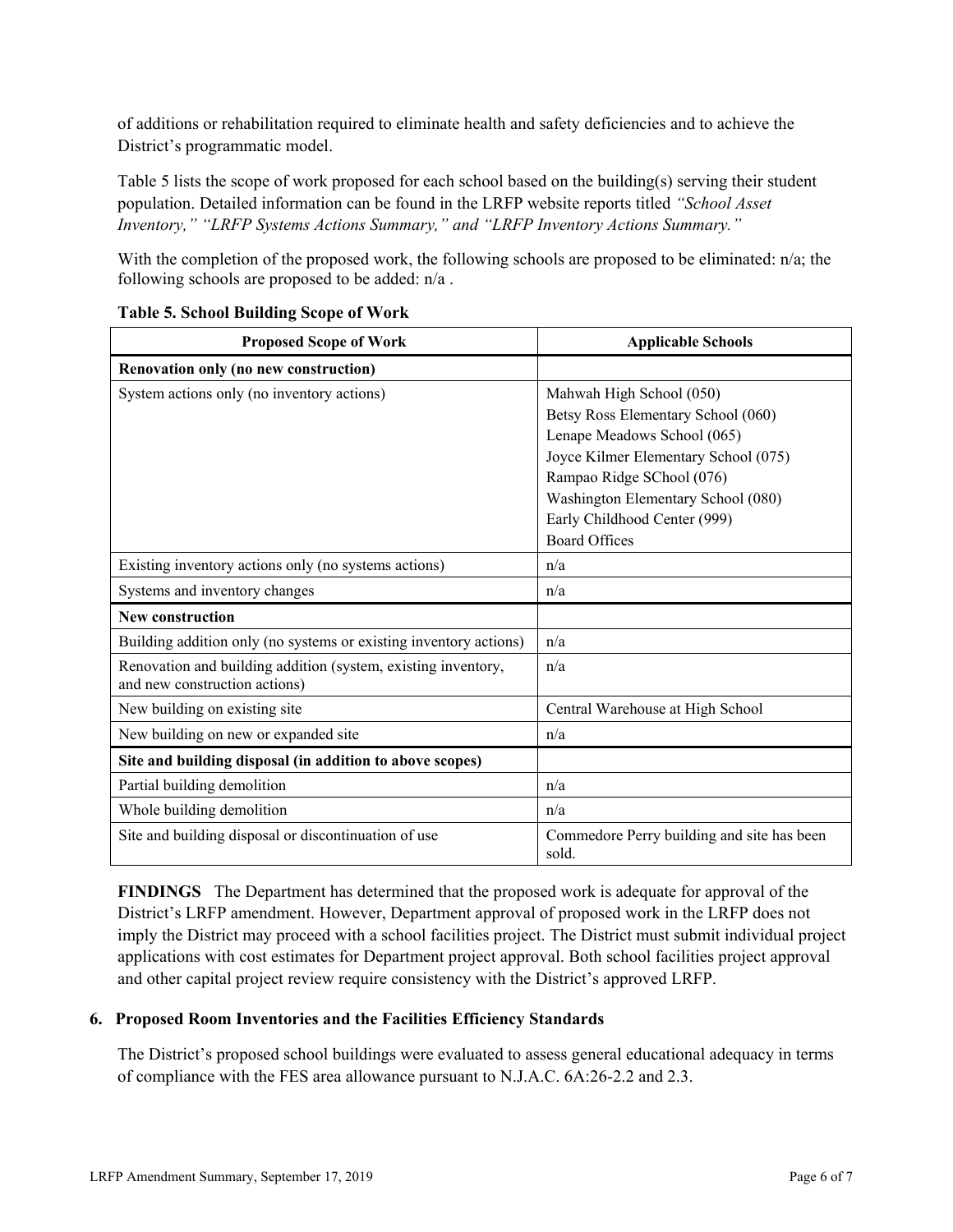of additions or rehabilitation required to eliminate health and safety deficiencies and to achieve the District's programmatic model.

Table 5 lists the scope of work proposed for each school based on the building(s) serving their student population. Detailed information can be found in the LRFP website reports titled *"School Asset Inventory," "LRFP Systems Actions Summary," and "LRFP Inventory Actions Summary."*

With the completion of the proposed work, the following schools are proposed to be eliminated: n/a; the following schools are proposed to be added: n/a .

**Table 5. School Building Scope of Work**

| Proposed Scope of Work | Applicable Schools |
|---|---|
| **Renovation only (no new construction)** | |
| System actions only (no inventory actions) | Mahwah High School (050)<br>Betsy Ross Elementary School (060)<br>Lenape Meadows School (065)<br>Joyce Kilmer Elementary School (075)<br>Rampao Ridge SChool (076)<br>Washington Elementary School (080)<br>Early Childhood Center (999)<br>Board Offices |
| Existing inventory actions only (no systems actions) | n/a |
| Systems and inventory changes | n/a |
| **New construction** | |
| Building addition only (no systems or existing inventory actions) | n/a |
| Renovation and building addition (system, existing inventory, and new construction actions) | n/a |
| New building on existing site | Central Warehouse at High School |
| New building on new or expanded site | n/a |
| **Site and building disposal (in addition to above scopes)** | |
| Partial building demolition | n/a |
| Whole building demolition | n/a |
| Site and building disposal or discontinuation of use | Commedore Perry building and site has been sold. |

**FINDINGS** The Department has determined that the proposed work is adequate for approval of the District's LRFP amendment. However, Department approval of proposed work in the LRFP does not imply the District may proceed with a school facilities project. The District must submit individual project applications with cost estimates for Department project approval. Both school facilities project approval and other capital project review require consistency with the District's approved LRFP.

### 6. Proposed Room Inventories and the Facilities Efficiency Standards

The District's proposed school buildings were evaluated to assess general educational adequacy in terms of compliance with the FES area allowance pursuant to N.J.A.C. 6A:26-2.2 and 2.3.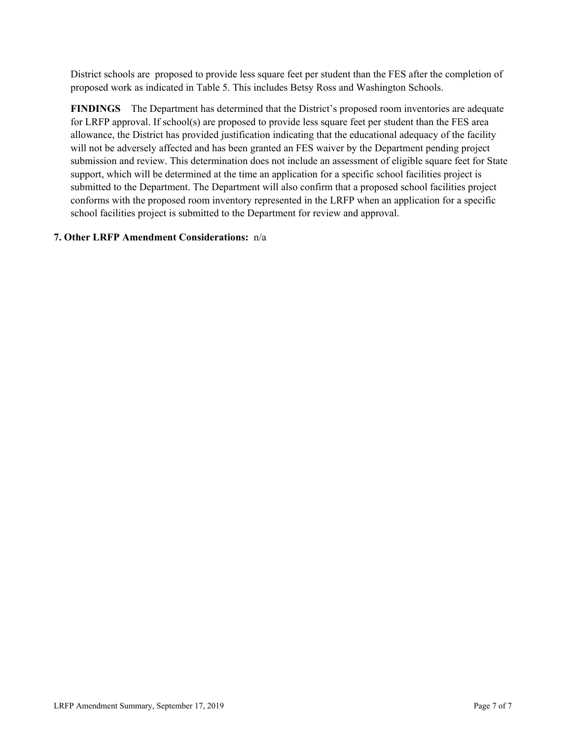District schools are proposed to provide less square feet per student than the FES after the completion of proposed work as indicated in Table 5. This includes Betsy Ross and Washington Schools.

**FINDINGS** The Department has determined that the District's proposed room inventories are adequate for LRFP approval. If school(s) are proposed to provide less square feet per student than the FES area allowance, the District has provided justification indicating that the educational adequacy of the facility will not be adversely affected and has been granted an FES waiver by the Department pending project submission and review. This determination does not include an assessment of eligible square feet for State support, which will be determined at the time an application for a specific school facilities project is submitted to the Department. The Department will also confirm that a proposed school facilities project conforms with the proposed room inventory represented in the LRFP when an application for a specific school facilities project is submitted to the Department for review and approval.

**7. Other LRFP Amendment Considerations:** n/a